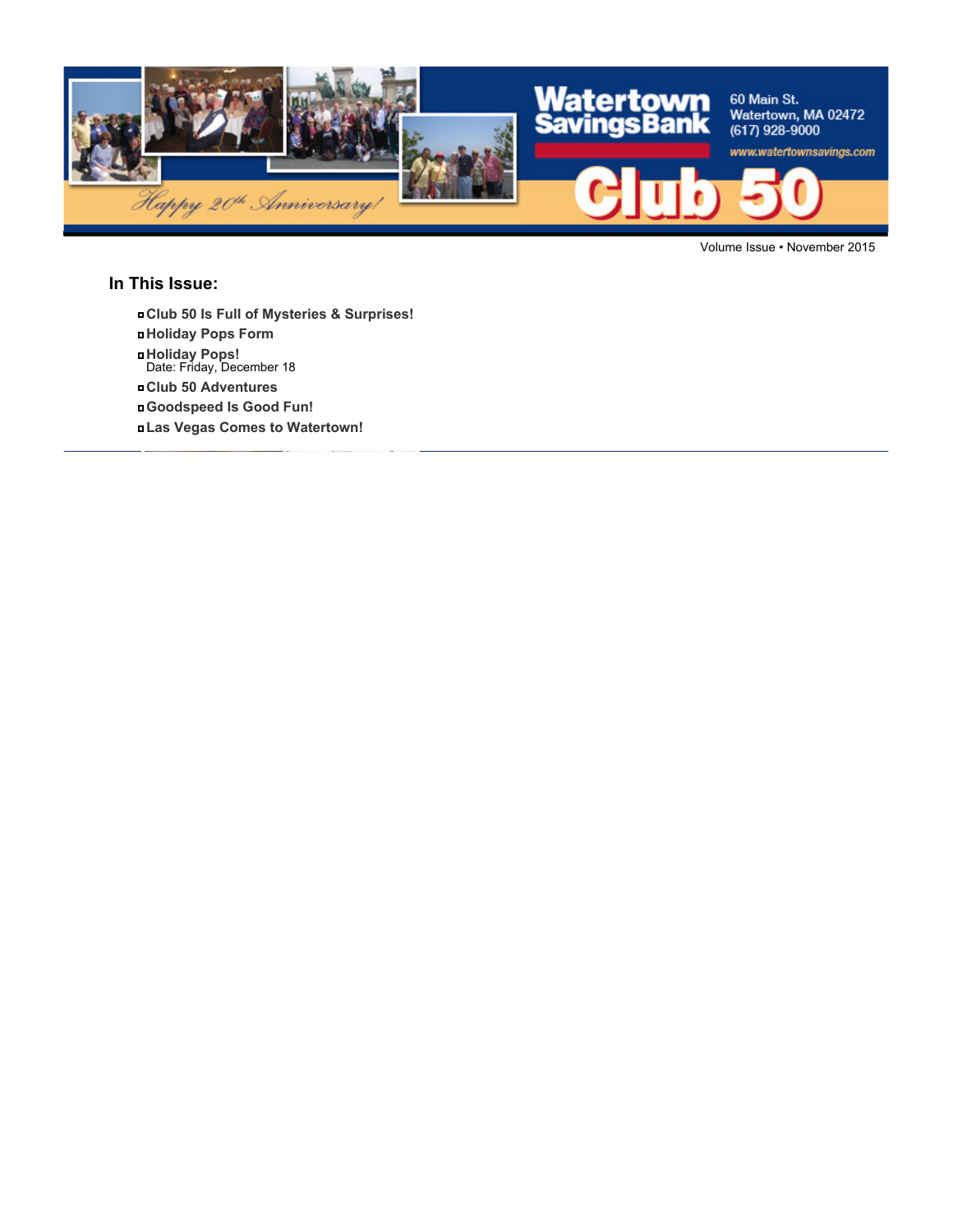Watertown Savings Bank

60 Main St.
Watertown, MA 02472
(617) 928-9000
www.watertownsavings.com

Happy 20th Anniversary!

# Club 50

Volume Issue • November 2015

## In This Issue:

- **Club 50 Is Full of Mysteries & Surprises!**
- **Holiday Pops Form**
- **Holiday Pops!**
  Date: Friday, December 18
- **Club 50 Adventures**
- **Goodspeed Is Good Fun!**
- **Las Vegas Comes to Watertown!**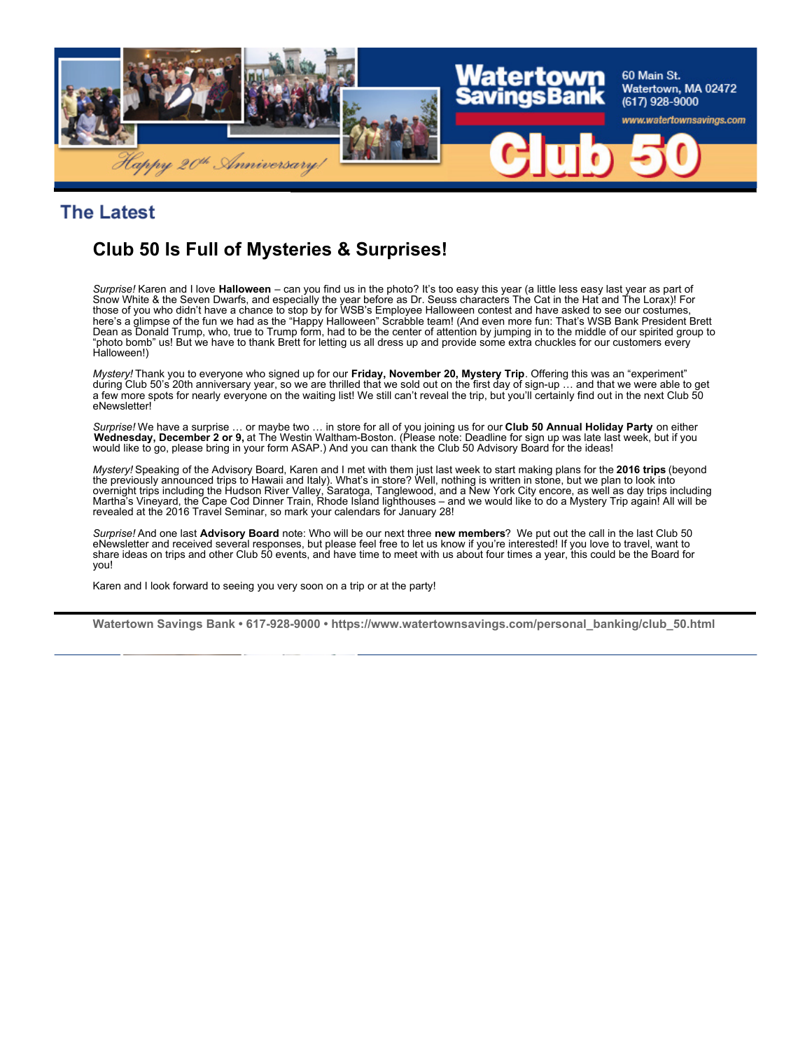Watertown Savings Bank

60 Main St.
Watertown, MA 02472
(617) 928-9000

www.watertownsavings.com

Happy 20th Anniversary!

Club 50

## The Latest

### Club 50 Is Full of Mysteries & Surprises!

*Surprise!* Karen and I love **Halloween** – can you find us in the photo? It's too easy this year (a little less easy last year as part of Snow White & the Seven Dwarfs, and especially the year before as Dr. Seuss characters The Cat in the Hat and The Lorax)! For those of you who didn't have a chance to stop by for WSB's Employee Halloween contest and have asked to see our costumes, here's a glimpse of the fun we had as the "Happy Halloween" Scrabble team! (And even more fun: That's WSB Bank President Brett Dean as Donald Trump, who, true to Trump form, had to be the center of attention by jumping in to the middle of our spirited group to "photo bomb" us! But we have to thank Brett for letting us all dress up and provide some extra chuckles for our customers every Halloween!)

*Mystery!* Thank you to everyone who signed up for our **Friday, November 20, Mystery Trip**. Offering this was an "experiment" during Club 50's 20th anniversary year, so we are thrilled that we sold out on the first day of sign-up … and that we were able to get a few more spots for nearly everyone on the waiting list! We still can't reveal the trip, but you'll certainly find out in the next Club 50 eNewsletter!

*Surprise!* We have a surprise … or maybe two … in store for all of you joining us for our **Club 50 Annual Holiday Party** on either **Wednesday, December 2 or 9,** at The Westin Waltham-Boston. (Please note: Deadline for sign up was late last week, but if you would like to go, please bring in your form ASAP.) And you can thank the Club 50 Advisory Board for the ideas!

*Mystery!* Speaking of the Advisory Board, Karen and I met with them just last week to start making plans for the **2016 trips** (beyond the previously announced trips to Hawaii and Italy). What's in store? Well, nothing is written in stone, but we plan to look into overnight trips including the Hudson River Valley, Saratoga, Tanglewood, and a New York City encore, as well as day trips including Martha's Vineyard, the Cape Cod Dinner Train, Rhode Island lighthouses – and we would like to do a Mystery Trip again! All will be revealed at the 2016 Travel Seminar, so mark your calendars for January 28!

*Surprise!* And one last **Advisory Board** note: Who will be our next three **new members**? We put out the call in the last Club 50 eNewsletter and received several responses, but please feel free to let us know if you're interested! If you love to travel, want to share ideas on trips and other Club 50 events, and have time to meet with us about four times a year, this could be the Board for you!

Karen and I look forward to seeing you very soon on a trip or at the party!

---

**Watertown Savings Bank • 617-928-9000 • https://www.watertownsavings.com/personal_banking/club_50.html**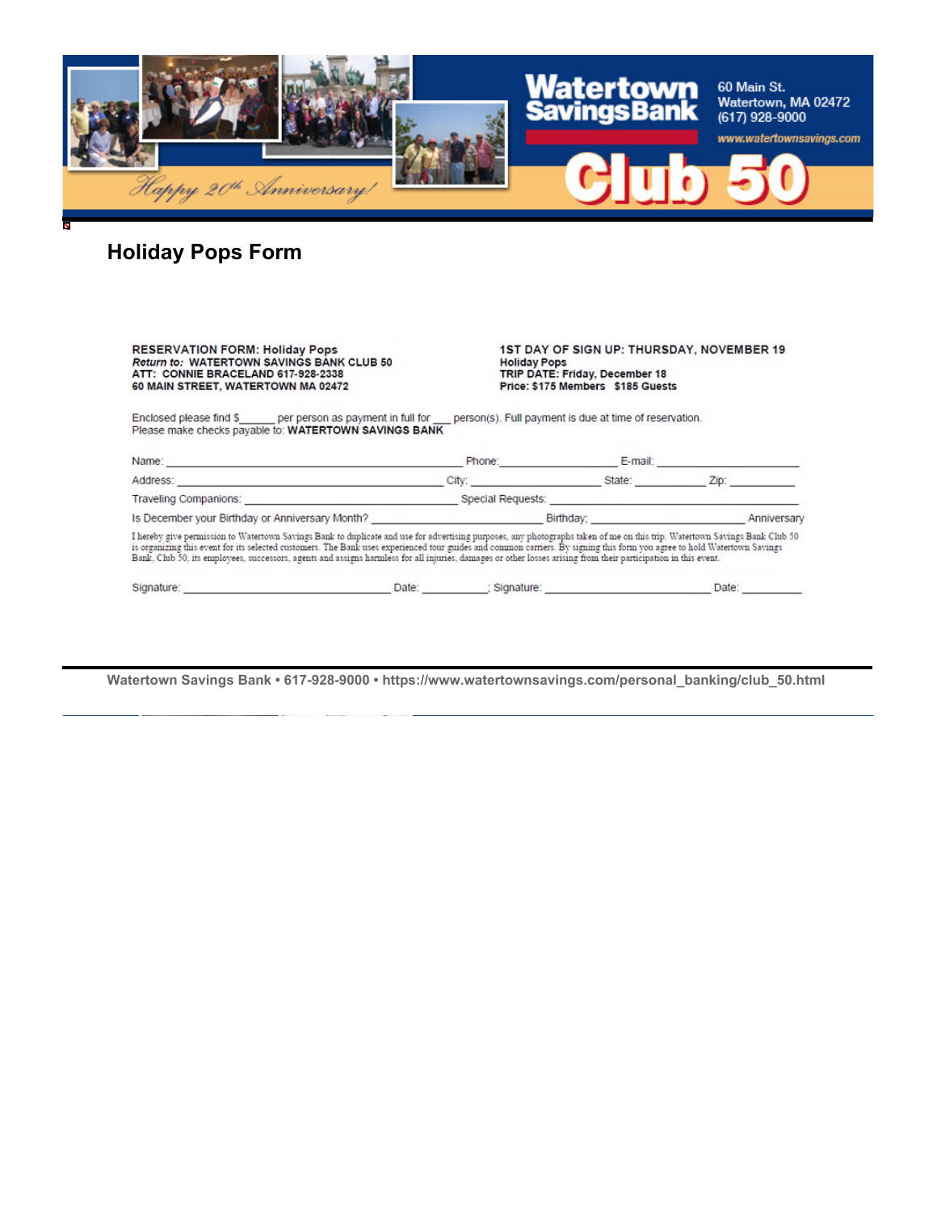# Holiday Pops Form

**RESERVATION FORM: Holiday Pops**
***Return to:*** **WATERTOWN SAVINGS BANK CLUB 50**
**ATT: CONNIE BRACELAND 617-928-2338**
**60 MAIN STREET, WATERTOWN MA 02472**

**1ST DAY OF SIGN UP: THURSDAY, NOVEMBER 19**
**Holiday Pops**
**TRIP DATE: Friday, December 18**
**Price: $175 Members $185 Guests**

Enclosed please find $______ per person as payment in full for ___ person(s). Full payment is due at time of reservation.
Please make checks payable to: **WATERTOWN SAVINGS BANK**

Name: ______________________________ Phone: ______________ E-mail: ______________

Address: ____________________________ City: ______________ State: __________ Zip: __________

Traveling Companions: ______________________ Special Requests: ______________________

Is December your Birthday or Anniversary Month? __________________ Birthday; __________________ Anniversary

I hereby give permission to Watertown Savings Bank to duplicate and use for advertising purposes, any photographs taken of me on this trip. Watertown Savings Bank Club 50 is organizing this event for its selected customers. The Bank uses experienced tour guides and common carriers. By signing this form you agree to hold Watertown Savings Bank, Club 50, its employees, successors, agents and assigns harmless for all injuries, damages or other losses arising from their participation in this event.

Signature: ______________________ Date: __________; Signature: ______________________ Date: __________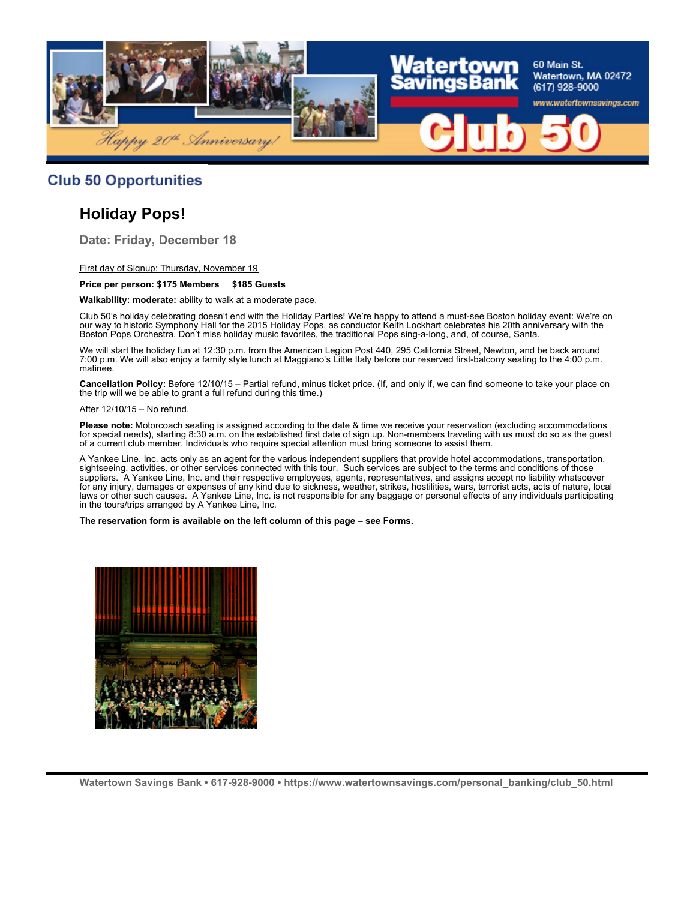## Club 50 Opportunities

### Holiday Pops!

**Date: Friday, December 18**

First day of Signup: Thursday, November 19

**Price per person: $175 Members $185 Guests**

**Walkability: moderate:** ability to walk at a moderate pace.

Club 50's holiday celebrating doesn't end with the Holiday Parties! We're happy to attend a must-see Boston holiday event: We're on our way to historic Symphony Hall for the 2015 Holiday Pops, as conductor Keith Lockhart celebrates his 20th anniversary with the Boston Pops Orchestra. Don't miss holiday music favorites, the traditional Pops sing-a-long, and, of course, Santa.

We will start the holiday fun at 12:30 p.m. from the American Legion Post 440, 295 California Street, Newton, and be back around 7:00 p.m. We will also enjoy a family style lunch at Maggiano's Little Italy before our reserved first-balcony seating to the 4:00 p.m. matinee.

**Cancellation Policy:** Before 12/10/15 – Partial refund, minus ticket price. (If, and only if, we can find someone to take your place on the trip will we be able to grant a full refund during this time.)

After 12/10/15 – No refund.

**Please note:** Motorcoach seating is assigned according to the date & time we receive your reservation (excluding accommodations for special needs), starting 8:30 a.m. on the established first date of sign up. Non-members traveling with us must do so as the guest of a current club member. Individuals who require special attention must bring someone to assist them.

A Yankee Line, Inc. acts only as an agent for the various independent suppliers that provide hotel accommodations, transportation, sightseeing, activities, or other services connected with this tour. Such services are subject to the terms and conditions of those suppliers. A Yankee Line, Inc. and their respective employees, agents, representatives, and assigns accept no liability whatsoever for any injury, damages or expenses of any kind due to sickness, weather, strikes, hostilities, wars, terrorist acts, acts of nature, local laws or other such causes. A Yankee Line, Inc. is not responsible for any baggage or personal effects of any individuals participating in the tours/trips arranged by A Yankee Line, Inc.

**The reservation form is available on the left column of this page – see Forms.**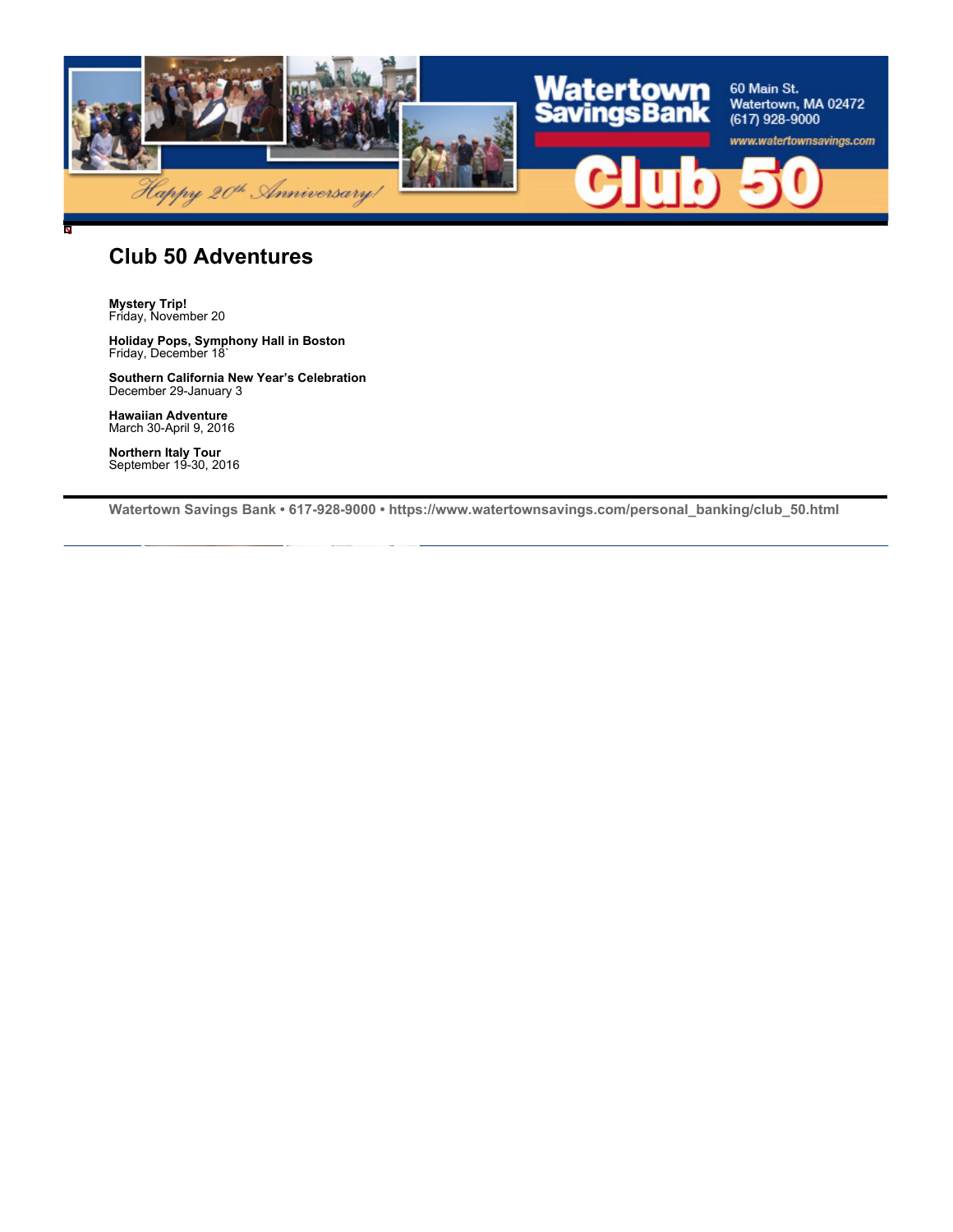## Club 50 Adventures

**Mystery Trip!**
Friday, November 20

**Holiday Pops, Symphony Hall in Boston**
Friday, December 18`

**Southern California New Year's Celebration**
December 29-January 3

**Hawaiian Adventure**
March 30-April 9, 2016

**Northern Italy Tour**
September 19-30, 2016

---

**Watertown Savings Bank • 617-928-9000 • https://www.watertownsavings.com/personal_banking/club_50.html**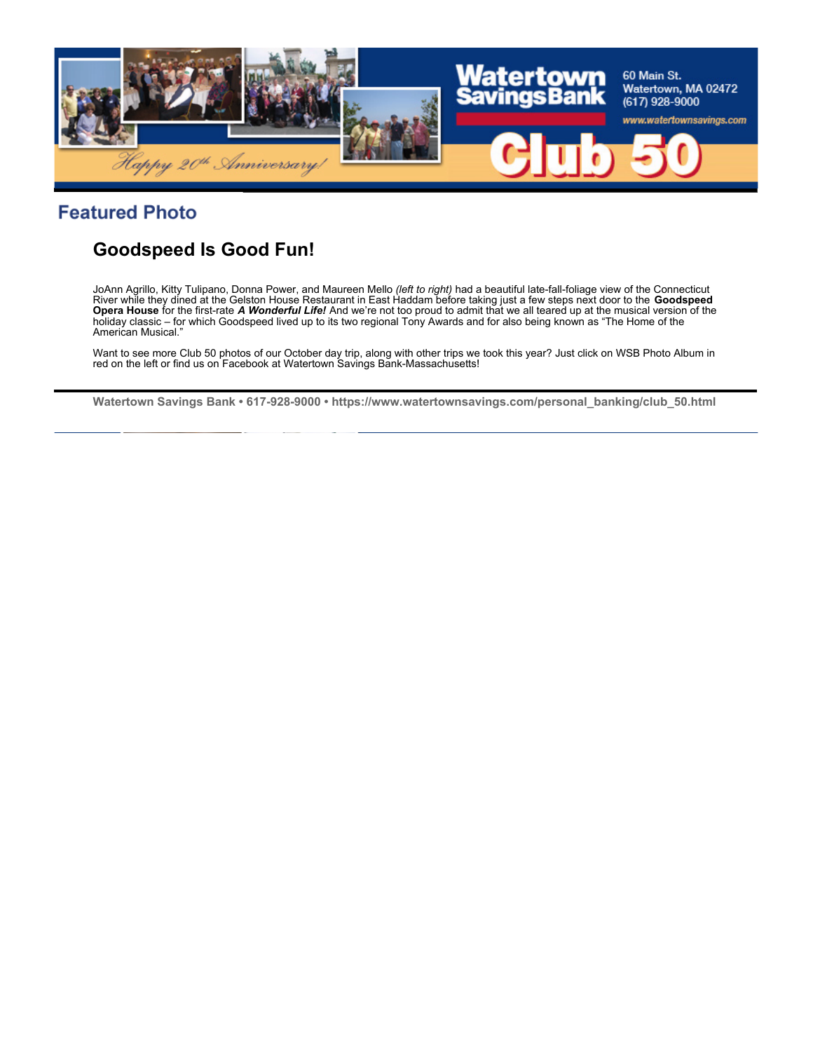## Featured Photo

### Goodspeed Is Good Fun!

JoAnn Agrillo, Kitty Tulipano, Donna Power, and Maureen Mello *(left to right)* had a beautiful late-fall-foliage view of the Connecticut River while they dined at the Gelston House Restaurant in East Haddam before taking just a few steps next door to the **Goodspeed Opera House** for the first-rate ***A Wonderful Life!*** And we're not too proud to admit that we all teared up at the musical version of the holiday classic – for which Goodspeed lived up to its two regional Tony Awards and for also being known as "The Home of the American Musical."

Want to see more Club 50 photos of our October day trip, along with other trips we took this year? Just click on WSB Photo Album in red on the left or find us on Facebook at Watertown Savings Bank-Massachusetts!

**Watertown Savings Bank • 617-928-9000 • https://www.watertownsavings.com/personal_banking/club_50.html**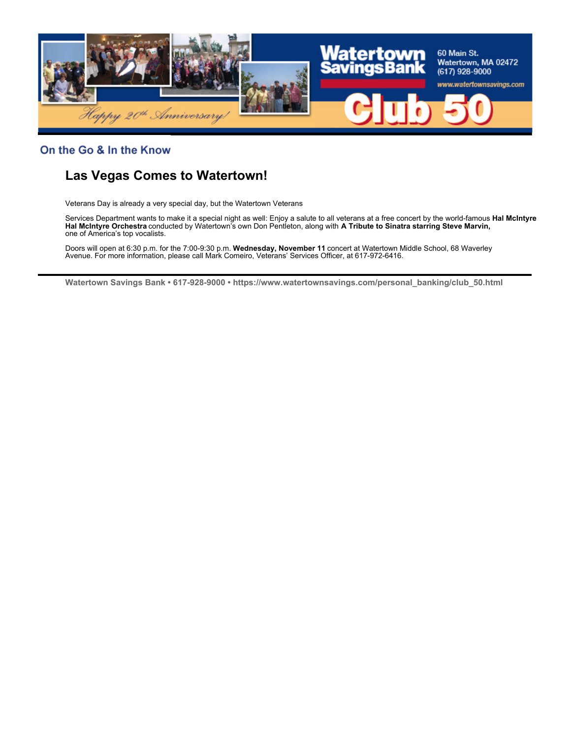Watertown Savings Bank

60 Main St.
Watertown, MA 02472
(617) 928-9000

www.watertownsavings.com

Club 50

Happy 20th Anniversary!

## On the Go & In the Know

# Las Vegas Comes to Watertown!

Veterans Day is already a very special day, but the Watertown Veterans

Services Department wants to make it a special night as well: Enjoy a salute to all veterans at a free concert by the world-famous **Hal McIntyre Hal McIntyre Orchestra** conducted by Watertown's own Don Pentleton, along with **A Tribute to Sinatra starring Steve Marvin,** one of America's top vocalists.

Doors will open at 6:30 p.m. for the 7:00-9:30 p.m. **Wednesday, November 11** concert at Watertown Middle School, 68 Waverley Avenue. For more information, please call Mark Comeiro, Veterans' Services Officer, at 617-972-6416.

---

**Watertown Savings Bank • 617-928-9000 • https://www.watertownsavings.com/personal_banking/club_50.html**